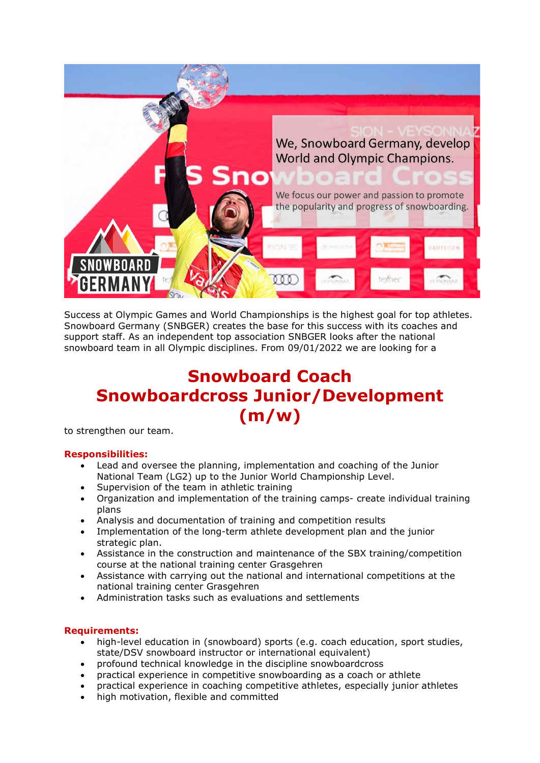We, Snowboard Germany, develop World and Olympic Champions.

We focus our power and passion to promote the popularity and progress of snowboarding.

Success at Olympic Games and World Championships is the highest goal for top athletes. Snowboard Germany (SNBGER) creates the base for this success with its coaches and support staff. As an independent top association SNBGER looks after the national snowboard team in all Olympic disciplines. From 09/01/2022 we are looking for a

# Snowboard Coach Snowboardcross Junior/Development (m/w)

to strengthen our team.

**Responsibilities:**

- Lead and oversee the planning, implementation and coaching of the Junior National Team (LG2) up to the Junior World Championship Level.
- Supervision of the team in athletic training
- Organization and implementation of the training camps- create individual training plans
- Analysis and documentation of training and competition results
- Implementation of the long-term athlete development plan and the junior strategic plan.
- Assistance in the construction and maintenance of the SBX training/competition course at the national training center Grasgehren
- Assistance with carrying out the national and international competitions at the national training center Grasgehren
- Administration tasks such as evaluations and settlements

**Requirements:**

- high-level education in (snowboard) sports (e.g. coach education, sport studies, state/DSV snowboard instructor or international equivalent)
- profound technical knowledge in the discipline snowboardcross
- practical experience in competitive snowboarding as a coach or athlete
- practical experience in coaching competitive athletes, especially junior athletes
- high motivation, flexible and committed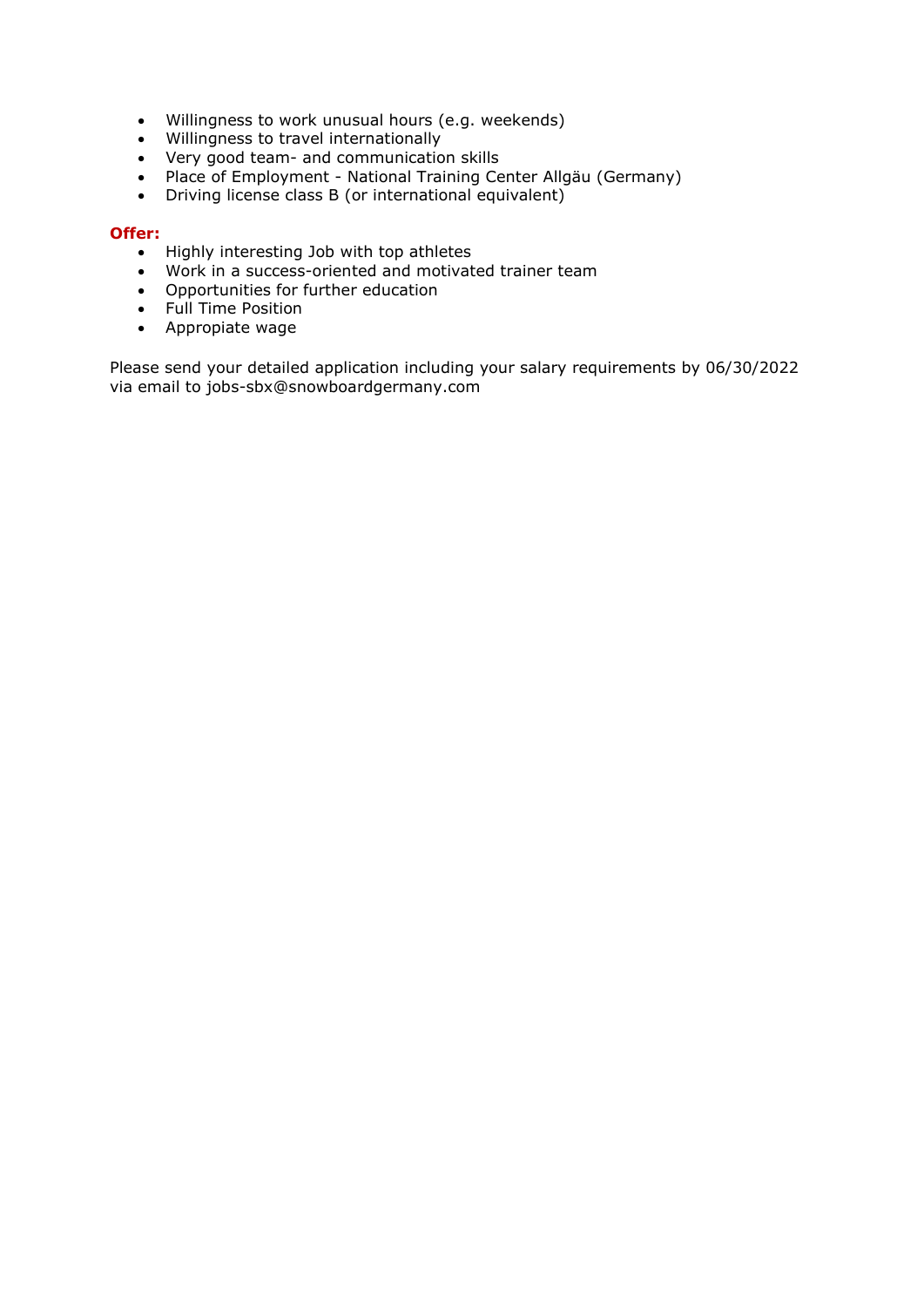- Willingness to work unusual hours (e.g. weekends)
- Willingness to travel internationally
- Very good team- and communication skills
- Place of Employment - National Training Center Allgäu (Germany)
- Driving license class B (or international equivalent)

**Offer:**

- Highly interesting Job with top athletes
- Work in a success-oriented and motivated trainer team
- Opportunities for further education
- Full Time Position
- Appropiate wage

Please send your detailed application including your salary requirements by 06/30/2022 via email to jobs-sbx@snowboardgermany.com